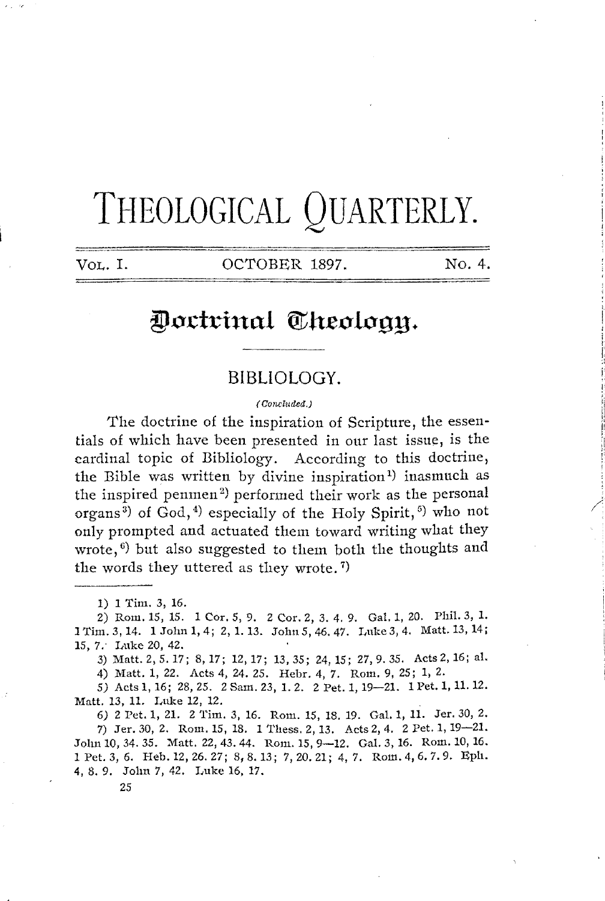# THEOLOGICAL QUARTERLY.

VOL. I. OCTOBER 1897. No. 4.

## Doctrinal Theology.

### BIBLIOLOGY.

*(Concluded.)*

The doctrine of the inspiration of Scripture, the essentials of which have been presented in our last issue, is the cardinal topic of Bibliology. According to this doctrine, the Bible was written by divine inspiration[1]) inasmuch as the inspired penmen[2]) performed their work as the personal organs[3]) of God,[4]) especially of the Holy Spirit,[5]) who not only prompted and actuated them toward writing what they wrote,[6]) but also suggested to them both the thoughts and the words they uttered as they wrote.[7])

1) 1 Tim. 3, 16.

2) Rom. 15, 15. 1 Cor. 5, 9. 2 Cor. 2, 3. 4. 9. Gal. 1, 20. Phil. 3, 1. 1 Tim. 3, 14. 1 John 1, 4; 2, 1. 13. John 5, 46. 47. Luke 3, 4. Matt. 13, 14; 15, 7. Luke 20, 42.

3) Matt. 2, 5. 17; 8, 17; 12, 17; 13, 35; 24, 15; 27, 9. 35. Acts 2, 16; al.

4) Matt. 1, 22. Acts 4, 24. 25. Hebr. 4, 7. Rom. 9, 25; 1, 2.

5) Acts 1, 16; 28, 25. 2 Sam. 23, 1. 2. 2 Pet. 1, 19—21. 1 Pet. 1, 11. 12. Matt. 13, 11. Luke 12, 12.

6) 2 Pet. 1, 21. 2 Tim. 3, 16. Rom. 15, 18. 19. Gal. 1, 11. Jer. 30, 2.

7) Jer. 30, 2. Rom. 15, 18. 1 Thess. 2, 13. Acts 2, 4. 2 Pet. 1, 19—21. John 10, 34. 35. Matt. 22, 43. 44. Rom. 15, 9—12. Gal. 3, 16. Rom. 10, 16. 1 Pet. 3, 6. Heb. 12, 26. 27; 8, 8. 13; 7, 20. 21; 4, 7. Rom. 4, 6. 7. 9. Eph. 4, 8. 9. John 7, 42. Luke 16, 17.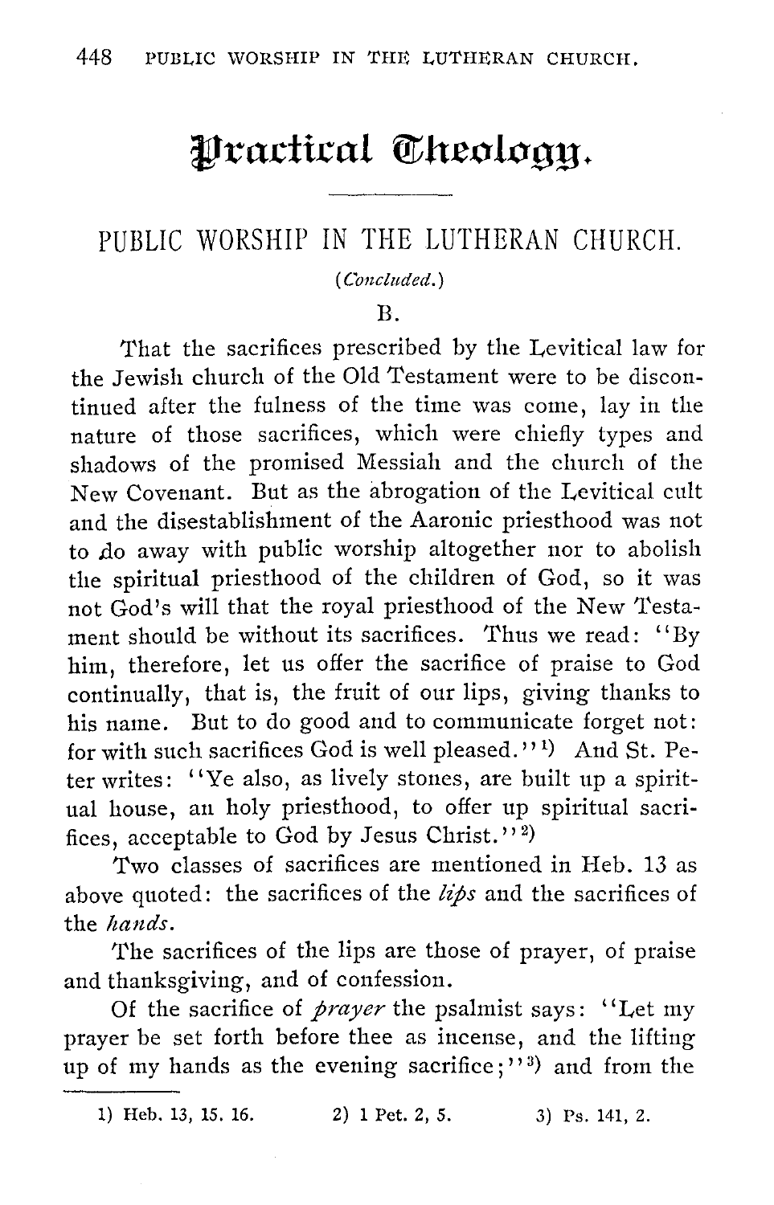# Practical Theology.

## PUBLIC WORSHIP IN THE LUTHERAN CHURCH.

*(Concluded.)*

B.

That the sacrifices prescribed by the Levitical law for the Jewish church of the Old Testament were to be discontinued after the fulness of the time was come, lay in the nature of those sacrifices, which were chiefly types and shadows of the promised Messiah and the church of the New Covenant. But as the abrogation of the Levitical cult and the disestablishment of the Aaronic priesthood was not to do away with public worship altogether nor to abolish the spiritual priesthood of the children of God, so it was not God's will that the royal priesthood of the New Testament should be without its sacrifices. Thus we read: "By him, therefore, let us offer the sacrifice of praise to God continually, that is, the fruit of our lips, giving thanks to his name. But to do good and to communicate forget not: for with such sacrifices God is well pleased."[1] And St. Peter writes: "Ye also, as lively stones, are built up a spiritual house, an holy priesthood, to offer up spiritual sacrifices, acceptable to God by Jesus Christ."[2]

Two classes of sacrifices are mentioned in Heb. 13 as above quoted: the sacrifices of the *lips* and the sacrifices of the *hands*.

The sacrifices of the lips are those of prayer, of praise and thanksgiving, and of confession.

Of the sacrifice of *prayer* the psalmist says: "Let my prayer be set forth before thee as incense, and the lifting up of my hands as the evening sacrifice;"[3] and from the

1) Heb. 13, 15. 16. 2) 1 Pet. 2, 5. 3) Ps. 141, 2.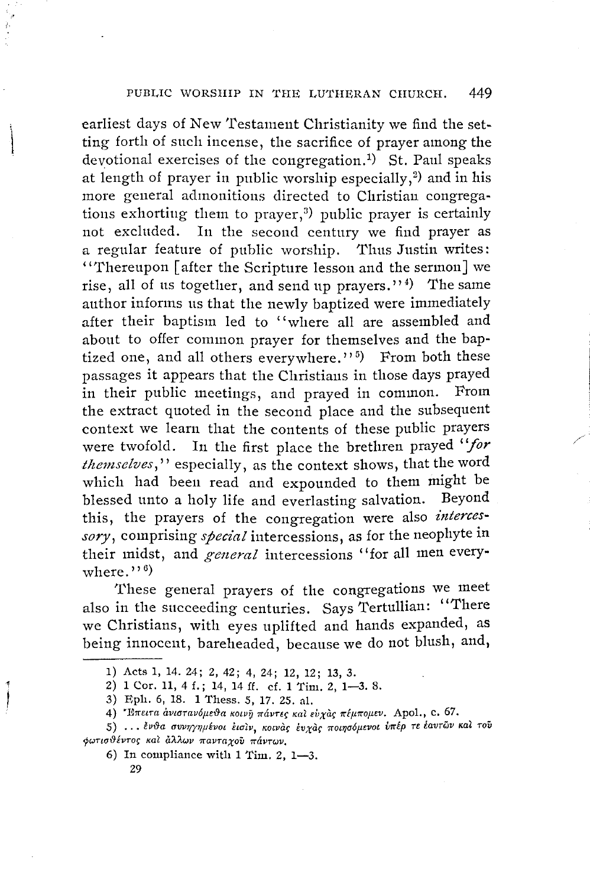earliest days of New Testament Christianity we find the setting forth of such incense, the sacrifice of prayer among the devotional exercises of the congregation.[1] St. Paul speaks at length of prayer in public worship especially,[2] and in his more general admonitions directed to Christian congregations exhorting them to prayer,[3] public prayer is certainly not excluded. In the second century we find prayer as a regular feature of public worship. Thus Justin writes: "Thereupon [after the Scripture lesson and the sermon] we rise, all of us together, and send up prayers."[4] The same author informs us that the newly baptized were immediately after their baptism led to "where all are assembled and about to offer common prayer for themselves and the baptized one, and all others everywhere."[5] From both these passages it appears that the Christians in those days prayed in their public meetings, and prayed in common. From the extract quoted in the second place and the subsequent context we learn that the contents of these public prayers were twofold. In the first place the brethren prayed "*for themselves*," especially, as the context shows, that the word which had been read and expounded to them might be blessed unto a holy life and everlasting salvation. Beyond this, the prayers of the congregation were also *intercessory*, comprising *special* intercessions, as for the neophyte in their midst, and *general* intercessions "for all men everywhere."[6]

These general prayers of the congregations we meet also in the succeeding centuries. Says Tertullian: "There we Christians, with eyes uplifted and hands expanded, as being innocent, bareheaded, because we do not blush, and,

---

1) Acts 1, 14. 24; 2, 42; 4, 24; 12, 12; 13, 3.

2) 1 Cor. 11, 4 f.; 14, 14 ff. cf. 1 Tim. 2, 1—3. 8.

3) Eph. 6, 18. 1 Thess. 5, 17. 25. al.

4) Ἔπειτα ἀνιστανόμεθα κοινῇ πάντες καὶ εὐχὰς πέμπομεν. Apol., c. 67.

5) ... ἔνθα συνηγμένοι εἰσὶν, κοινὰς εὐχὰς ποιησόμενοι ὑπέρ τε ἑαυτῶν καὶ τοῦ φωτισθέντος καὶ ἄλλων πανταχοῦ πάντων.

6) In compliance with 1 Tim. 2, 1—3.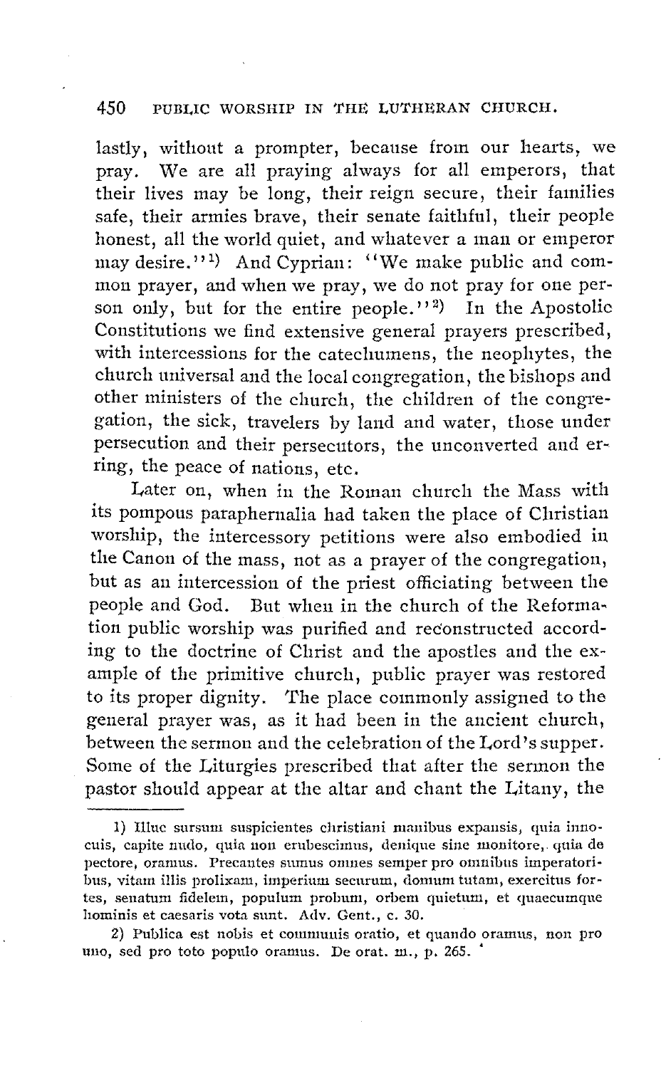lastly, without a prompter, because from our hearts, we pray. We are all praying always for all emperors, that their lives may be long, their reign secure, their families safe, their armies brave, their senate faithful, their people honest, all the world quiet, and whatever a man or emperor may desire."[1]) And Cyprian: "We make public and common prayer, and when we pray, we do not pray for one person only, but for the entire people."[2]) In the Apostolic Constitutions we find extensive general prayers prescribed, with intercessions for the catechumens, the neophytes, the church universal and the local congregation, the bishops and other ministers of the church, the children of the congregation, the sick, travelers by land and water, those under persecution and their persecutors, the unconverted and erring, the peace of nations, etc.

Later on, when in the Roman church the Mass with its pompous paraphernalia had taken the place of Christian worship, the intercessory petitions were also embodied in the Canon of the mass, not as a prayer of the congregation, but as an intercession of the priest officiating between the people and God. But when in the church of the Reformation public worship was purified and reconstructed according to the doctrine of Christ and the apostles and the example of the primitive church, public prayer was restored to its proper dignity. The place commonly assigned to the general prayer was, as it had been in the ancient church, between the sermon and the celebration of the Lord's supper. Some of the Liturgies prescribed that after the sermon the pastor should appear at the altar and chant the Litany, the

---

1) Illuc sursum suspicientes christiani manibus expansis, quia innocuis, capite nudo, quia non erubescimus, denique sine monitore, quia de pectore, oramus. Precantes sumus omnes semper pro omnibus imperatoribus, vitam illis prolixam, imperium securum, domum tutam, exercitus fortes, senatum fidelem, populum probum, orbem quietum, et quaecumque hominis et caesaris vota sunt. Adv. Gent., c. 30.

2) Publica est nobis et communis oratio, et quando oramus, non pro uno, sed pro toto populo oramus. De orat. m., p. 265.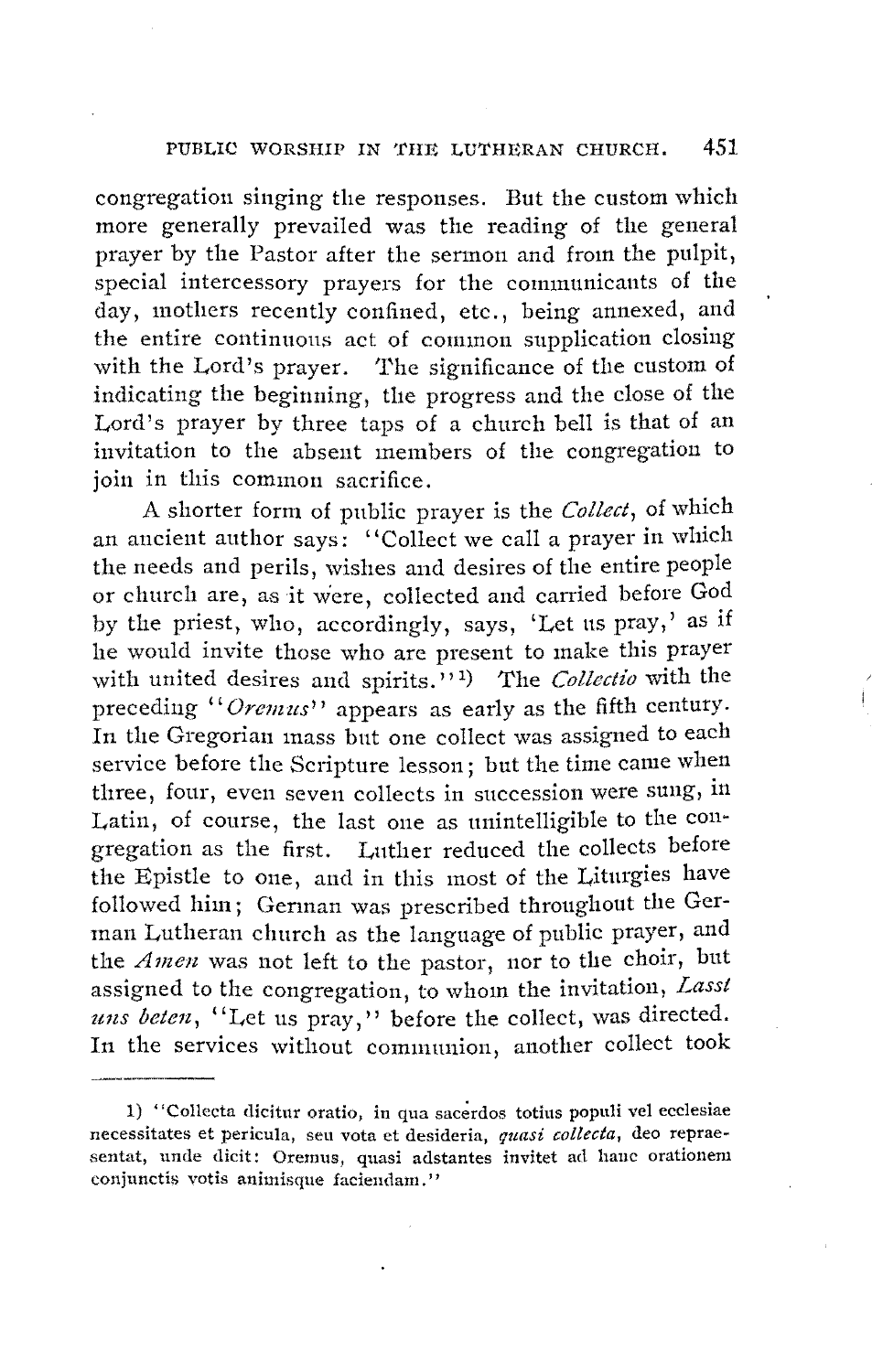congregation singing the responses. But the custom which more generally prevailed was the reading of the general prayer by the Pastor after the sermon and from the pulpit, special intercessory prayers for the communicants of the day, mothers recently confined, etc., being annexed, and the entire continuous act of common supplication closing with the Lord's prayer. The significance of the custom of indicating the beginning, the progress and the close of the Lord's prayer by three taps of a church bell is that of an invitation to the absent members of the congregation to join in this common sacrifice.

A shorter form of public prayer is the *Collect*, of which an ancient author says: "Collect we call a prayer in which the needs and perils, wishes and desires of the entire people or church are, as it were, collected and carried before God by the priest, who, accordingly, says, 'Let us pray,' as if he would invite those who are present to make this prayer with united desires and spirits."[1] The *Collectio* with the preceding "*Oremus*" appears as early as the fifth century. In the Gregorian mass but one collect was assigned to each service before the Scripture lesson; but the time came when three, four, even seven collects in succession were sung, in Latin, of course, the last one as unintelligible to the congregation as the first. Luther reduced the collects before the Epistle to one, and in this most of the Liturgies have followed him; German was prescribed throughout the German Lutheran church as the language of public prayer, and the *Amen* was not left to the pastor, nor to the choir, but assigned to the congregation, to whom the invitation, *Lasst uns beten*, "Let us pray," before the collect, was directed. In the services without communion, another collect took

---

1) "Collecta dicitur oratio, in qua sacerdos totius populi vel ecclesiae necessitates et pericula, seu vota et desideria, *quasi collecta*, deo repraesentat, unde dicit: Oremus, quasi adstantes invitet ad hanc orationem conjunctis votis animisque faciendam."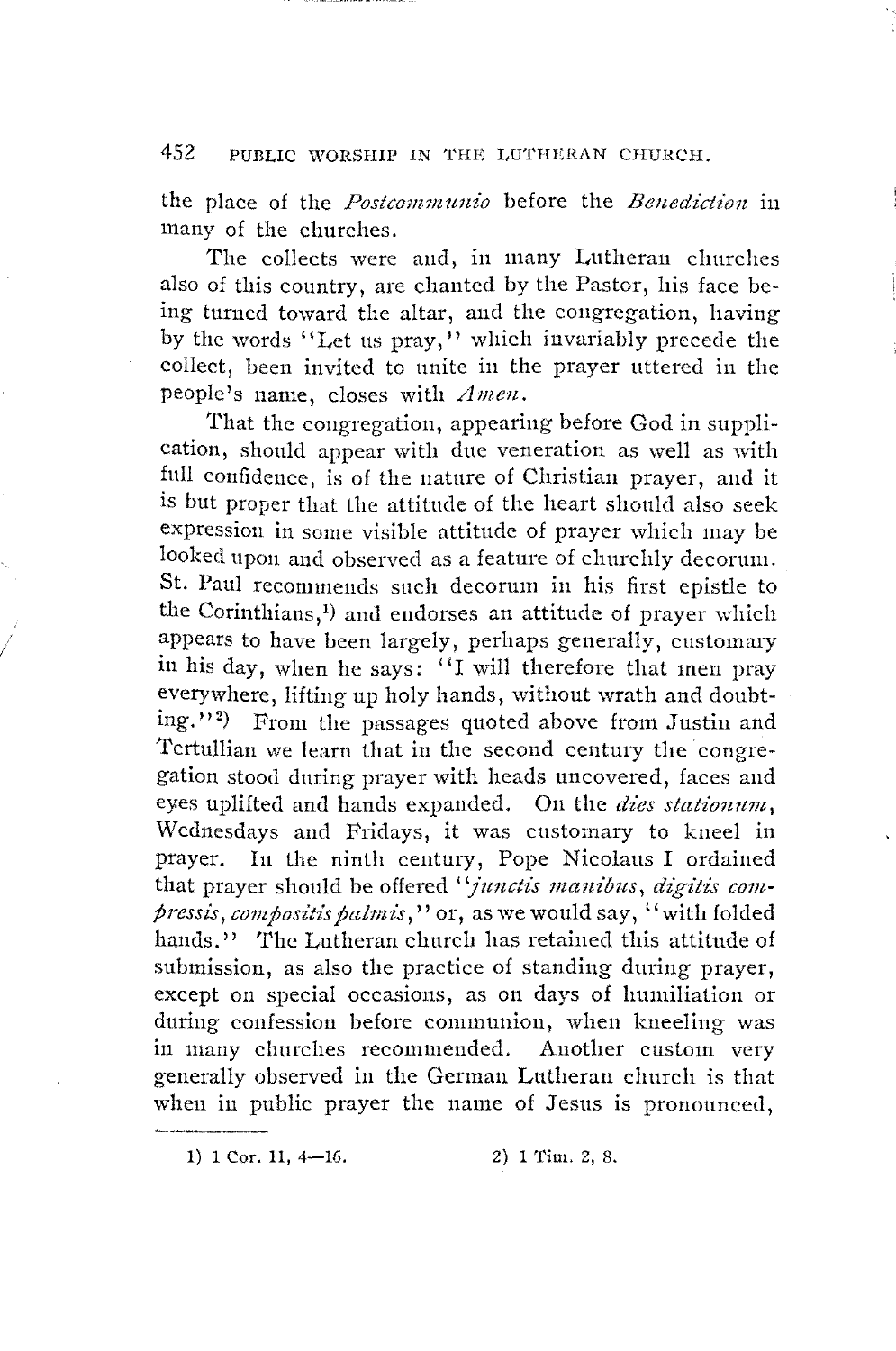the place of the *Postcommunio* before the *Benediction* in many of the churches.

The collects were and, in many Lutheran churches also of this country, are chanted by the Pastor, his face being turned toward the altar, and the congregation, having by the words "Let us pray," which invariably precede the collect, been invited to unite in the prayer uttered in the people's name, closes with *Amen.*

That the congregation, appearing before God in supplication, should appear with due veneration as well as with full confidence, is of the nature of Christian prayer, and it is but proper that the attitude of the heart should also seek expression in some visible attitude of prayer which may be looked upon and observed as a feature of churchly decorum. St. Paul recommends such decorum in his first epistle to the Corinthians,[1] and endorses an attitude of prayer which appears to have been largely, perhaps generally, customary in his day, when he says: "I will therefore that men pray everywhere, lifting up holy hands, without wrath and doubting."[2] From the passages quoted above from Justin and Tertullian we learn that in the second century the congregation stood during prayer with heads uncovered, faces and eyes uplifted and hands expanded. On the *dies stationum*, Wednesdays and Fridays, it was customary to kneel in prayer. In the ninth century, Pope Nicolaus I ordained that prayer should be offered "*junctis manibus, digitis compressis, compositis palmis,*" or, as we would say, "with folded hands." The Lutheran church has retained this attitude of submission, as also the practice of standing during prayer, except on special occasions, as on days of humiliation or during confession before communion, when kneeling was in many churches recommended. Another custom very generally observed in the German Lutheran church is that when in public prayer the name of Jesus is pronounced,

---

1) 1 Cor. 11, 4—16.

2) 1 Tim. 2, 8.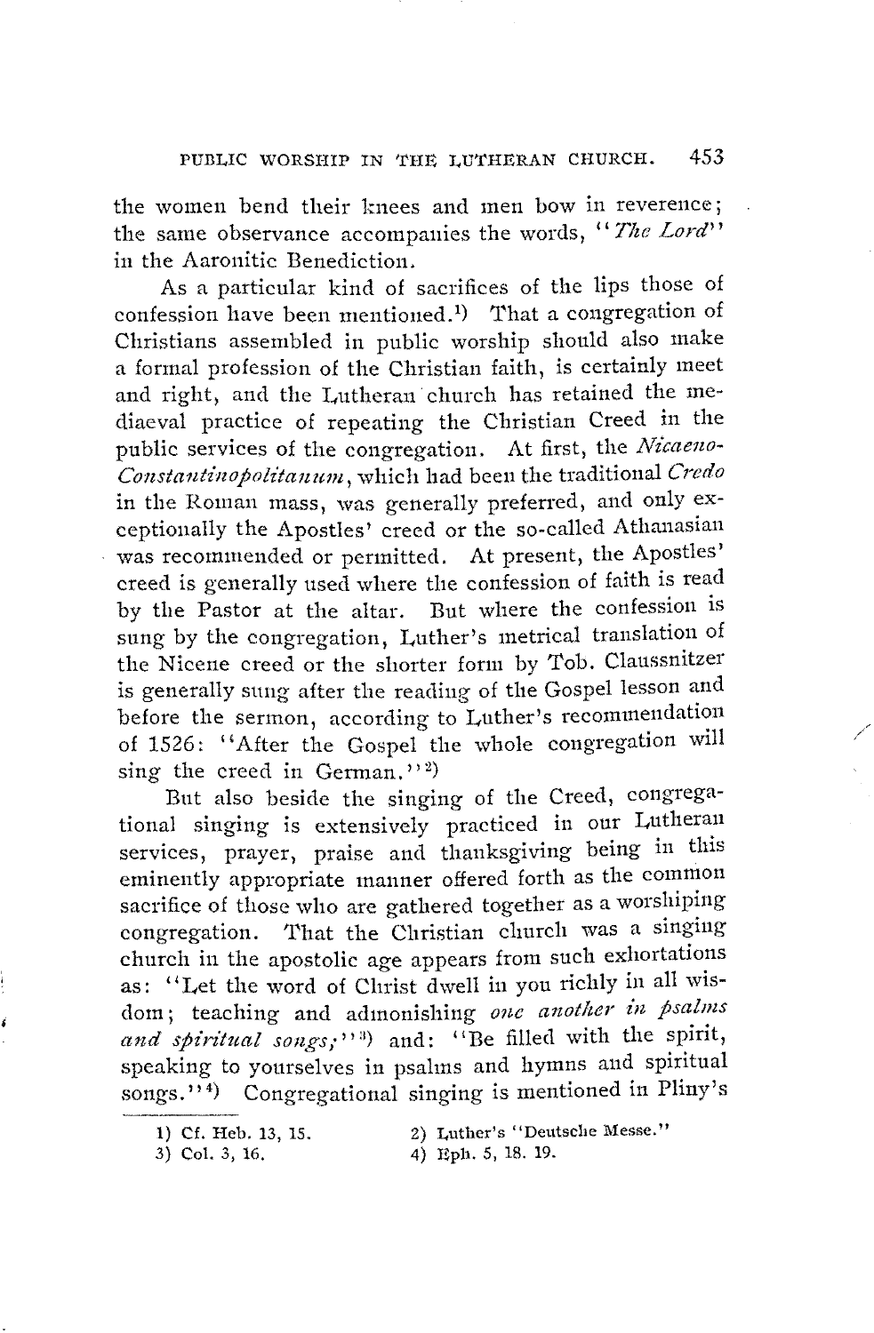the women bend their knees and men bow in reverence; the same observance accompanies the words, "*The Lord*" in the Aaronitic Benediction.

As a particular kind of sacrifices of the lips those of confession have been mentioned.[1] That a congregation of Christians assembled in public worship should also make a formal profession of the Christian faith, is certainly meet and right, and the Lutheran church has retained the mediaeval practice of repeating the Christian Creed in the public services of the congregation. At first, the *Nicaeno-Constantinopolitanum*, which had been the traditional *Credo* in the Roman mass, was generally preferred, and only exceptionally the Apostles' creed or the so-called Athanasian was recommended or permitted. At present, the Apostles' creed is generally used where the confession of faith is read by the Pastor at the altar. But where the confession is sung by the congregation, Luther's metrical translation of the Nicene creed or the shorter form by Tob. Claussnitzer is generally sung after the reading of the Gospel lesson and before the sermon, according to Luther's recommendation of 1526: "After the Gospel the whole congregation will sing the creed in German."[2]

But also beside the singing of the Creed, congregational singing is extensively practiced in our Lutheran services, prayer, praise and thanksgiving being in this eminently appropriate manner offered forth as the common sacrifice of those who are gathered together as a worshiping congregation. That the Christian church was a singing church in the apostolic age appears from such exhortations as: "Let the word of Christ dwell in you richly in all wisdom; teaching and admonishing *one another in psalms and spiritual songs;*"[3] and: "Be filled with the spirit, speaking to yourselves in psalms and hymns and spiritual songs."[4] Congregational singing is mentioned in Pliny's

---

1) Cf. Heb. 13, 15.

2) Luther's "Deutsche Messe."

3) Col. 3, 16.

4) Eph. 5, 18. 19.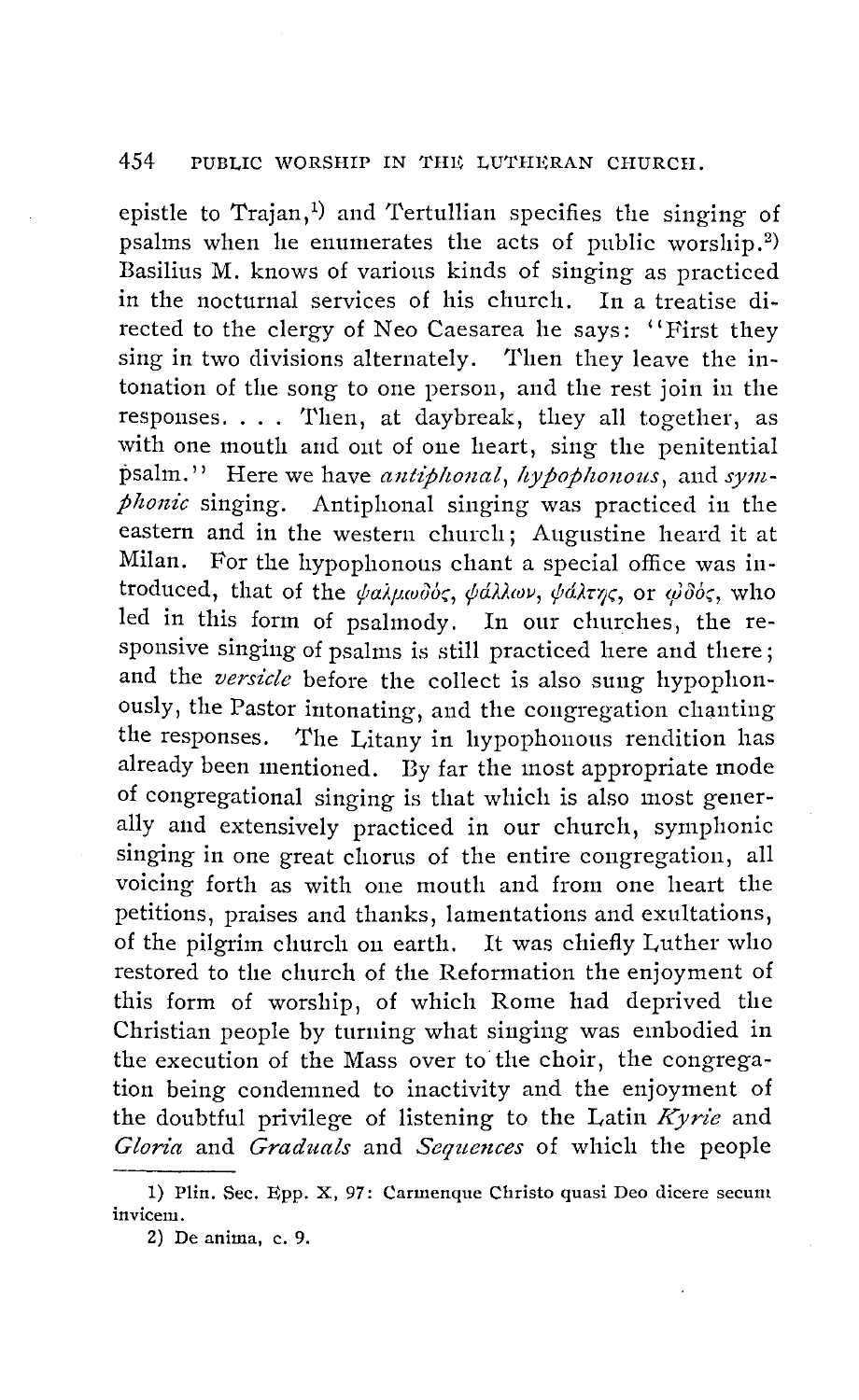epistle to Trajan,[1] and Tertullian specifies the singing of psalms when he enumerates the acts of public worship.[2] Basilius M. knows of various kinds of singing as practiced in the nocturnal services of his church. In a treatise directed to the clergy of Neo Caesarea he says: "First they sing in two divisions alternately. Then they leave the intonation of the song to one person, and the rest join in the responses. . . . Then, at daybreak, they all together, as with one mouth and out of one heart, sing the penitential psalm." Here we have *antiphonal*, *hypophonous*, and *symphonic* singing. Antiphonal singing was practiced in the eastern and in the western church; Augustine heard it at Milan. For the hypophonous chant a special office was introduced, that of the ψαλμῳδός, ψάλλων, ψάλτης, or ᾠδός, who led in this form of psalmody. In our churches, the responsive singing of psalms is still practiced here and there; and the *versicle* before the collect is also sung hypophonously, the Pastor intonating, and the congregation chanting the responses. The Litany in hypophonous rendition has already been mentioned. By far the most appropriate mode of congregational singing is that which is also most generally and extensively practiced in our church, symphonic singing in one great chorus of the entire congregation, all voicing forth as with one mouth and from one heart the petitions, praises and thanks, lamentations and exultations, of the pilgrim church on earth. It was chiefly Luther who restored to the church of the Reformation the enjoyment of this form of worship, of which Rome had deprived the Christian people by turning what singing was embodied in the execution of the Mass over to the choir, the congregation being condemned to inactivity and the enjoyment of the doubtful privilege of listening to the Latin *Kyrie* and *Gloria* and *Graduals* and *Sequences* of which the people

---

1) Plin. Sec. Epp. X, 97: Carmenque Christo quasi Deo dicere secum invicem.

2) De anima, c. 9.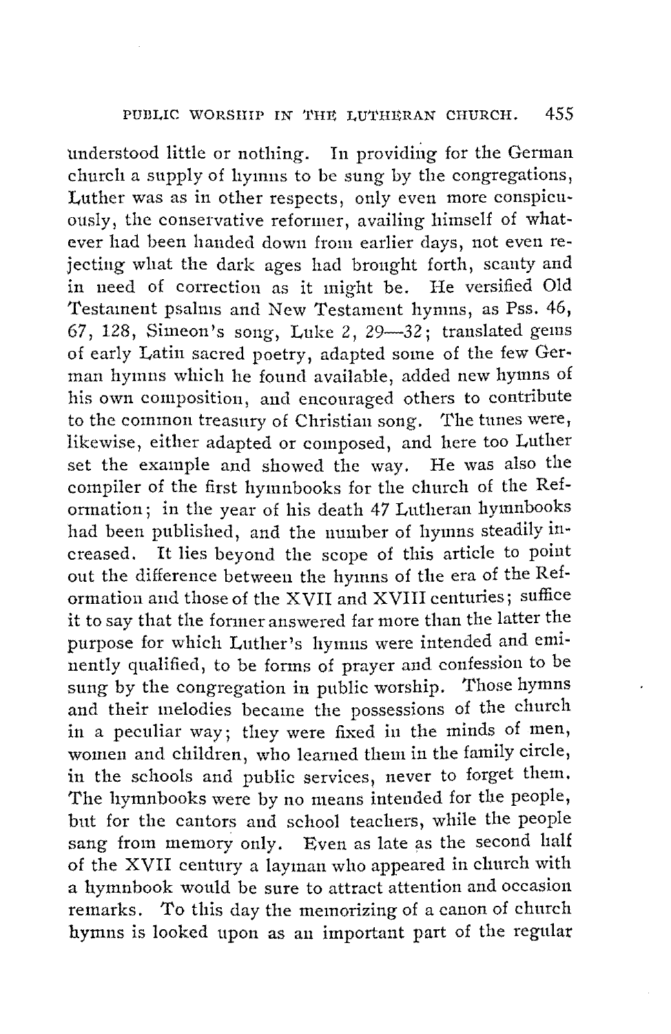understood little or nothing. In providing for the German church a supply of hymns to be sung by the congregations, Luther was as in other respects, only even more conspicuously, the conservative reformer, availing himself of whatever had been handed down from earlier days, not even rejecting what the dark ages had brought forth, scanty and in need of correction as it might be. He versified Old Testament psalms and New Testament hymns, as Pss. 46, 67, 128, Simeon's song, Luke 2, 29—32; translated gems of early Latin sacred poetry, adapted some of the few German hymns which he found available, added new hymns of his own composition, and encouraged others to contribute to the common treasury of Christian song. The tunes were, likewise, either adapted or composed, and here too Luther set the example and showed the way. He was also the compiler of the first hymnbooks for the church of the Reformation; in the year of his death 47 Lutheran hymnbooks had been published, and the number of hymns steadily increased. It lies beyond the scope of this article to point out the difference between the hymns of the era of the Reformation and those of the XVII and XVIII centuries; suffice it to say that the former answered far more than the latter the purpose for which Luther's hymns were intended and eminently qualified, to be forms of prayer and confession to be sung by the congregation in public worship. Those hymns and their melodies became the possessions of the church in a peculiar way; they were fixed in the minds of men, women and children, who learned them in the family circle, in the schools and public services, never to forget them. The hymnbooks were by no means intended for the people, but for the cantors and school teachers, while the people sang from memory only. Even as late as the second half of the XVII century a layman who appeared in church with a hymnbook would be sure to attract attention and occasion remarks. To this day the memorizing of a canon of church hymns is looked upon as an important part of the regular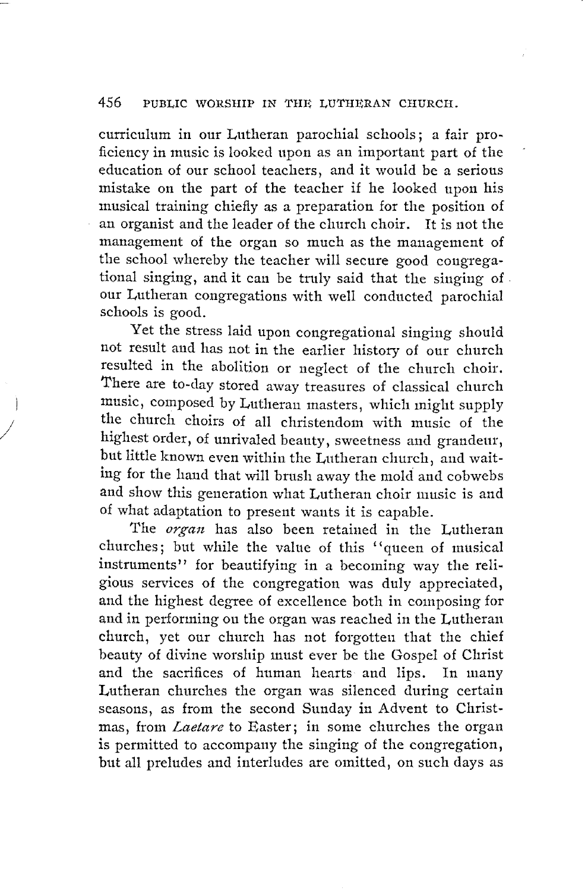curriculum in our Lutheran parochial schools; a fair proficiency in music is looked upon as an important part of the education of our school teachers, and it would be a serious mistake on the part of the teacher if he looked upon his musical training chiefly as a preparation for the position of an organist and the leader of the church choir. It is not the management of the organ so much as the management of the school whereby the teacher will secure good congregational singing, and it can be truly said that the singing of our Lutheran congregations with well conducted parochial schools is good.

Yet the stress laid upon congregational singing should not result and has not in the earlier history of our church resulted in the abolition or neglect of the church choir. There are to-day stored away treasures of classical church music, composed by Lutheran masters, which might supply the church choirs of all christendom with music of the highest order, of unrivaled beauty, sweetness and grandeur, but little known even within the Lutheran church, and waiting for the hand that will brush away the mold and cobwebs and show this generation what Lutheran choir music is and of what adaptation to present wants it is capable.

The *organ* has also been retained in the Lutheran churches; but while the value of this "queen of musical instruments" for beautifying in a becoming way the religious services of the congregation was duly appreciated, and the highest degree of excellence both in composing for and in performing on the organ was reached in the Lutheran church, yet our church has not forgotten that the chief beauty of divine worship must ever be the Gospel of Christ and the sacrifices of human hearts and lips. In many Lutheran churches the organ was silenced during certain seasons, as from the second Sunday in Advent to Christmas, from *Laetare* to Easter; in some churches the organ is permitted to accompany the singing of the congregation, but all preludes and interludes are omitted, on such days as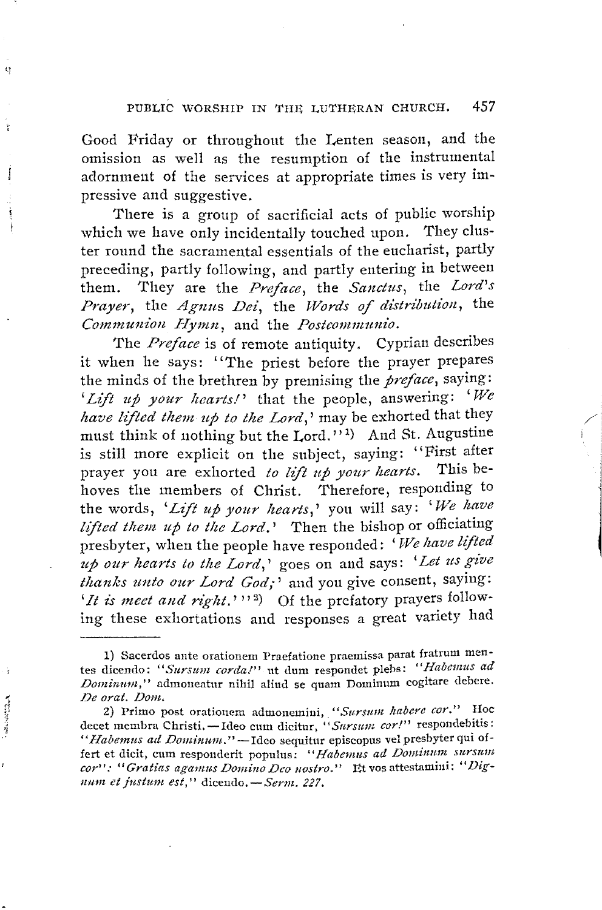Good Friday or throughout the Lenten season, and the omission as well as the resumption of the instrumental adornment of the services at appropriate times is very impressive and suggestive.

There is a group of sacrificial acts of public worship which we have only incidentally touched upon. They cluster round the sacramental essentials of the eucharist, partly preceding, partly following, and partly entering in between them. They are the *Preface*, the *Sanctus*, the *Lord's Prayer*, the *Agnus Dei*, the *Words of distribution*, the *Communion Hymn*, and the *Postcommunio*.

The *Preface* is of remote antiquity. Cyprian describes it when he says: "The priest before the prayer prepares the minds of the brethren by premising the *preface*, saying: '*Lift up your hearts!*' that the people, answering: '*We have lifted them up to the Lord*,' may be exhorted that they must think of nothing but the Lord."[1] And St. Augustine is still more explicit on the subject, saying: "First after prayer you are exhorted *to lift up your hearts*. This behoves the members of Christ. Therefore, responding to the words, '*Lift up your hearts*,' you will say: '*We have lifted them up to the Lord*.' Then the bishop or officiating presbyter, when the people have responded: '*We have lifted up our hearts to the Lord*,' goes on and says: '*Let us give thanks unto our Lord God;*' and you give consent, saying: '*It is meet and right*.'"[2] Of the prefatory prayers following these exhortations and responses a great variety had

---

1) Sacerdos ante orationem Praefatione praemissa parat fratrum mentes dicendo: "*Sursum corda!*" ut dum respondet plebs: "*Habemus ad Dominum*," admoneatur nihil aliud se quam Dominum cogitare debere. *De orat. Dom.*

2) Primo post orationem admonemini, "*Sursum habere cor.*" Hoc decet membra Christi. — Ideo cum dicitur, "*Sursum cor!*" respondebitis: "*Habemus ad Dominum.*" — Ideo sequitur episcopus vel presbyter qui offert et dicit, cum responderit populus: "*Habemus ad Dominum sursum cor*": "*Gratias agamus Domino Deo nostro.*" Et vos attestamini: "*Dignum et justum est*," dicendo. — *Serm. 227.*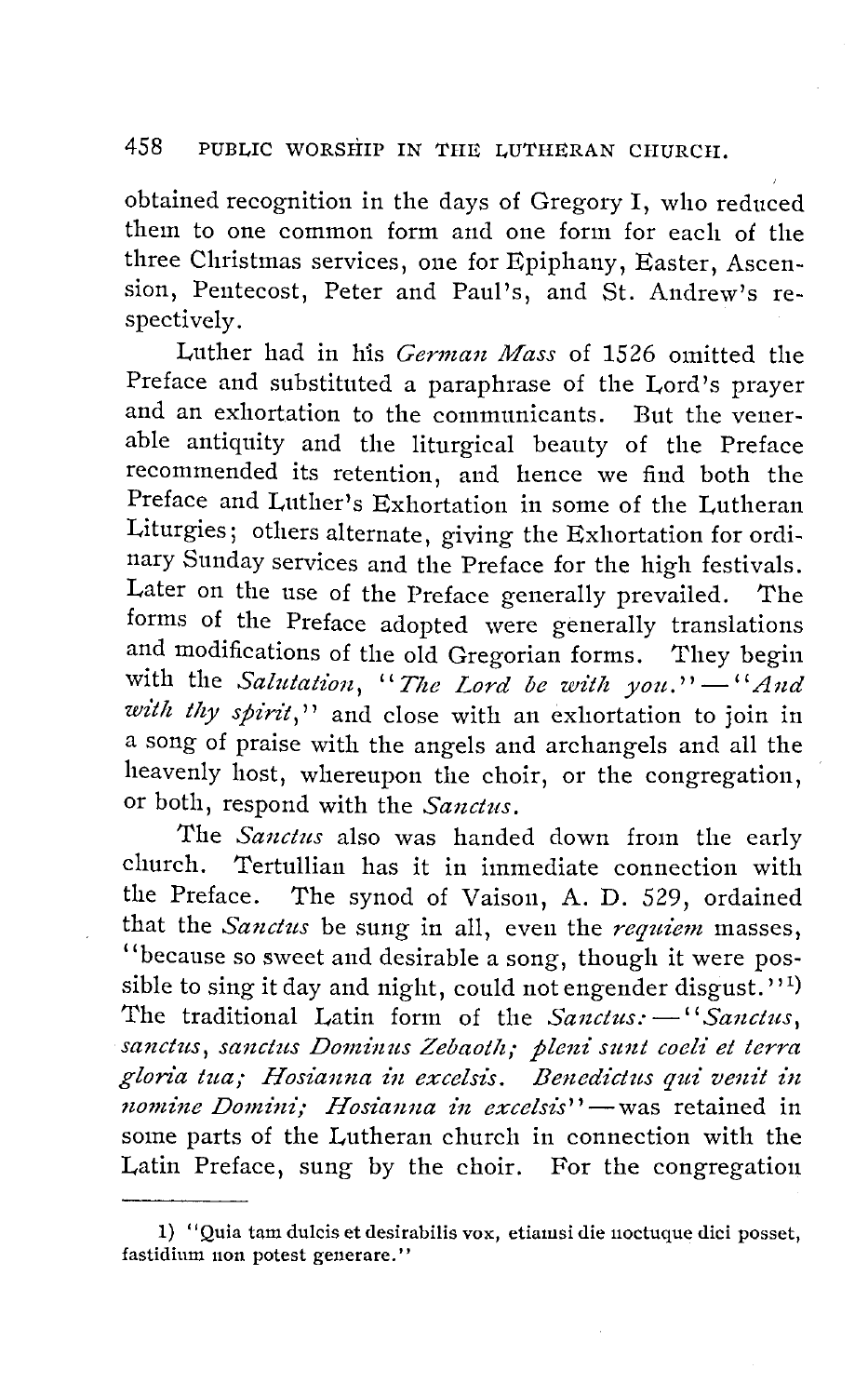obtained recognition in the days of Gregory I, who reduced them to one common form and one form for each of the three Christmas services, one for Epiphany, Easter, Ascension, Pentecost, Peter and Paul's, and St. Andrew's respectively.

Luther had in his *German Mass* of 1526 omitted the Preface and substituted a paraphrase of the Lord's prayer and an exhortation to the communicants. But the venerable antiquity and the liturgical beauty of the Preface recommended its retention, and hence we find both the Preface and Luther's Exhortation in some of the Lutheran Liturgies; others alternate, giving the Exhortation for ordinary Sunday services and the Preface for the high festivals. Later on the use of the Preface generally prevailed. The forms of the Preface adopted were generally translations and modifications of the old Gregorian forms. They begin with the *Salutation*, "*The Lord be with you.*"—"*And with thy spirit*," and close with an exhortation to join in a song of praise with the angels and archangels and all the heavenly host, whereupon the choir, or the congregation, or both, respond with the *Sanctus*.

The *Sanctus* also was handed down from the early church. Tertullian has it in immediate connection with the Preface. The synod of Vaison, A. D. 529, ordained that the *Sanctus* be sung in all, even the *requiem* masses, "because so sweet and desirable a song, though it were possible to sing it day and night, could not engender disgust."[1] The traditional Latin form of the *Sanctus:*—"*Sanctus, sanctus, sanctus Dominus Zebaoth; pleni sunt coeli et terra gloria tua; Hosianna in excelsis. Benedictus qui venit in nomine Domini; Hosianna in excelsis*"—was retained in some parts of the Lutheran church in connection with the Latin Preface, sung by the choir. For the congregation

---

1) "Quia tam dulcis et desirabilis vox, etiamsi die noctuque dici posset, fastidium non potest generare."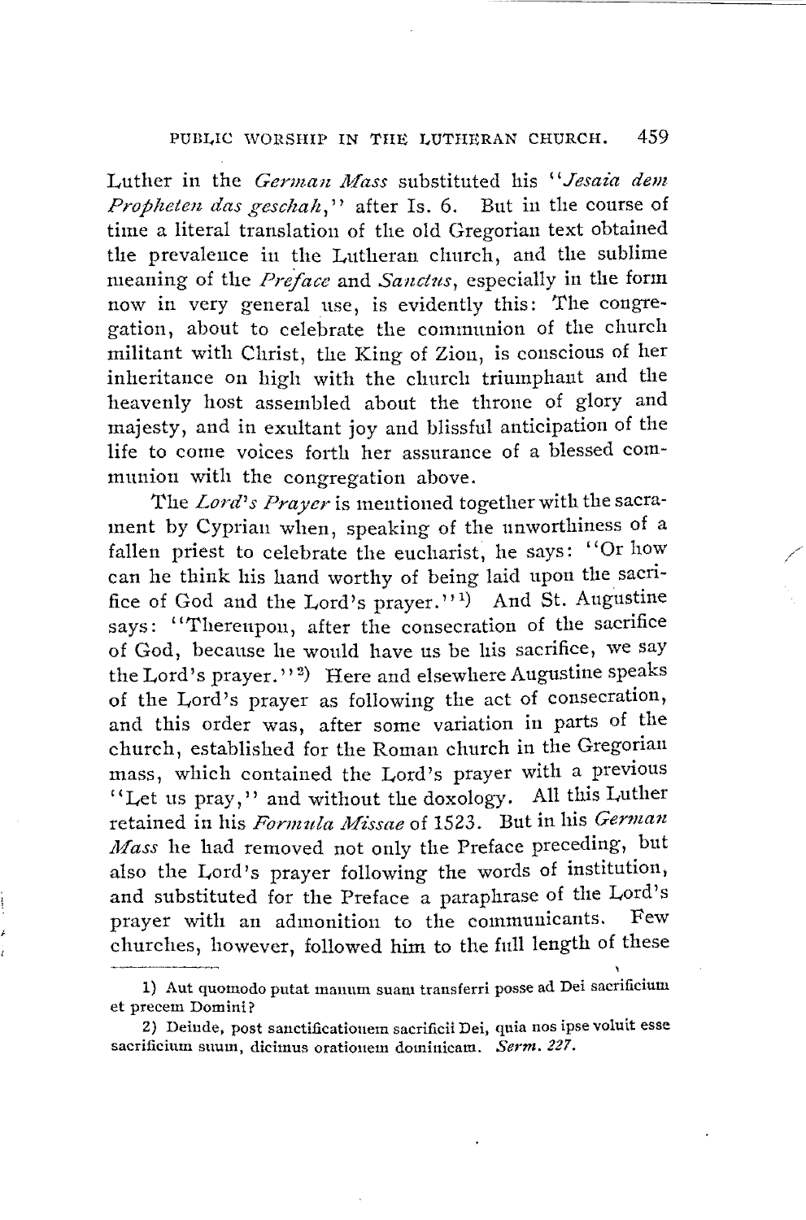Luther in the *German Mass* substituted his "*Jesaia dem Propheten das geschah*," after Is. 6. But in the course of time a literal translation of the old Gregorian text obtained the prevalence in the Lutheran church, and the sublime meaning of the *Preface* and *Sanctus*, especially in the form now in very general use, is evidently this: The congregation, about to celebrate the communion of the church militant with Christ, the King of Zion, is conscious of her inheritance on high with the church triumphant and the heavenly host assembled about the throne of glory and majesty, and in exultant joy and blissful anticipation of the life to come voices forth her assurance of a blessed communion with the congregation above.

The *Lord's Prayer* is mentioned together with the sacrament by Cyprian when, speaking of the unworthiness of a fallen priest to celebrate the eucharist, he says: "Or how can he think his hand worthy of being laid upon the sacrifice of God and the Lord's prayer."[1] And St. Augustine says: "Thereupon, after the consecration of the sacrifice of God, because he would have us be his sacrifice, we say the Lord's prayer."[2] Here and elsewhere Augustine speaks of the Lord's prayer as following the act of consecration, and this order was, after some variation in parts of the church, established for the Roman church in the Gregorian mass, which contained the Lord's prayer with a previous "Let us pray," and without the doxology. All this Luther retained in his *Formula Missae* of 1523. But in his *German Mass* he had removed not only the Preface preceding, but also the Lord's prayer following the words of institution, and substituted for the Preface a paraphrase of the Lord's prayer with an admonition to the communicants. Few churches, however, followed him to the full length of these

---

1) Aut quomodo putat manum suam transferri posse ad Dei sacrificium et precem Domini?

2) Deinde, post sanctificationem sacrificii Dei, quia nos ipse voluit esse sacrificium suum, dicimus orationem dominicam. *Serm. 227.*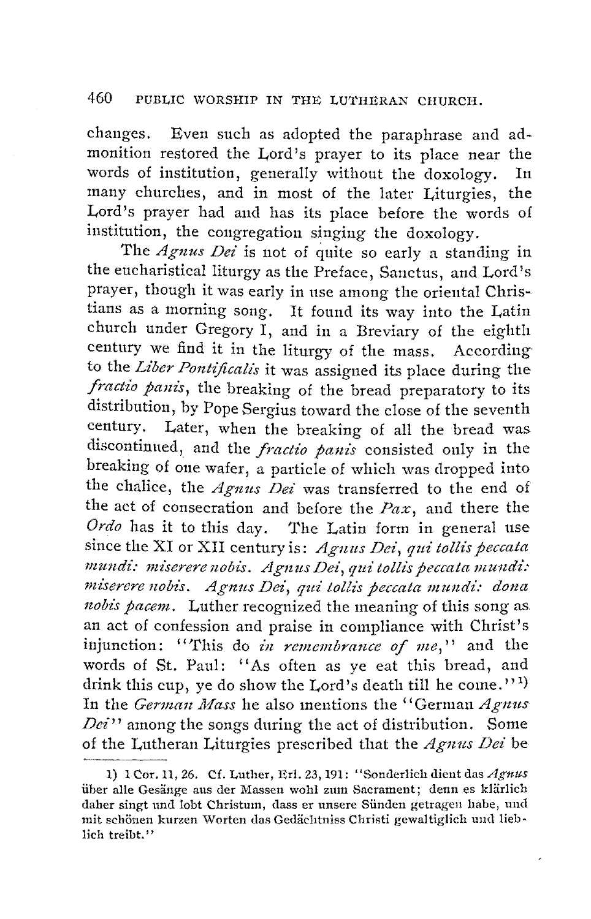changes. Even such as adopted the paraphrase and admonition restored the Lord's prayer to its place near the words of institution, generally without the doxology. In many churches, and in most of the later Liturgies, the Lord's prayer had and has its place before the words of institution, the congregation singing the doxology.

The *Agnus Dei* is not of quite so early a standing in the eucharistical liturgy as the Preface, Sanctus, and Lord's prayer, though it was early in use among the oriental Christians as a morning song. It found its way into the Latin church under Gregory I, and in a Breviary of the eighth century we find it in the liturgy of the mass. According to the *Liber Pontificalis* it was assigned its place during the *fractio panis*, the breaking of the bread preparatory to its distribution, by Pope Sergius toward the close of the seventh century. Later, when the breaking of all the bread was discontinued, and the *fractio panis* consisted only in the breaking of one wafer, a particle of which was dropped into the chalice, the *Agnus Dei* was transferred to the end of the act of consecration and before the *Pax*, and there the *Ordo* has it to this day. The Latin form in general use since the XI or XII century is: *Agnus Dei, qui tollis peccata mundi: miserere nobis. Agnus Dei, qui tollis peccata mundi: miserere nobis. Agnus Dei, qui tollis peccata mundi: dona nobis pacem.* Luther recognized the meaning of this song as an act of confession and praise in compliance with Christ's injunction: "This do *in remembrance of me*," and the words of St. Paul: "As often as ye eat this bread, and drink this cup, ye do show the Lord's death till he come."[1] In the *German Mass* he also mentions the "German *Agnus Dei*" among the songs during the act of distribution. Some of the Lutheran Liturgies prescribed that the *Agnus Dei* be

---

1) 1 Cor. 11, 26. Cf. Luther, Erl. 23, 191: "Sonderlich dient das *Agnus* über alle Gesänge aus der Messen wohl zum Sacrament; denn es klärlich daher singt und lobt Christum, dass er unsere Sünden getragen habe, und mit schönen kurzen Worten das Gedächtniss Christi gewaltiglich und lieblich treibt."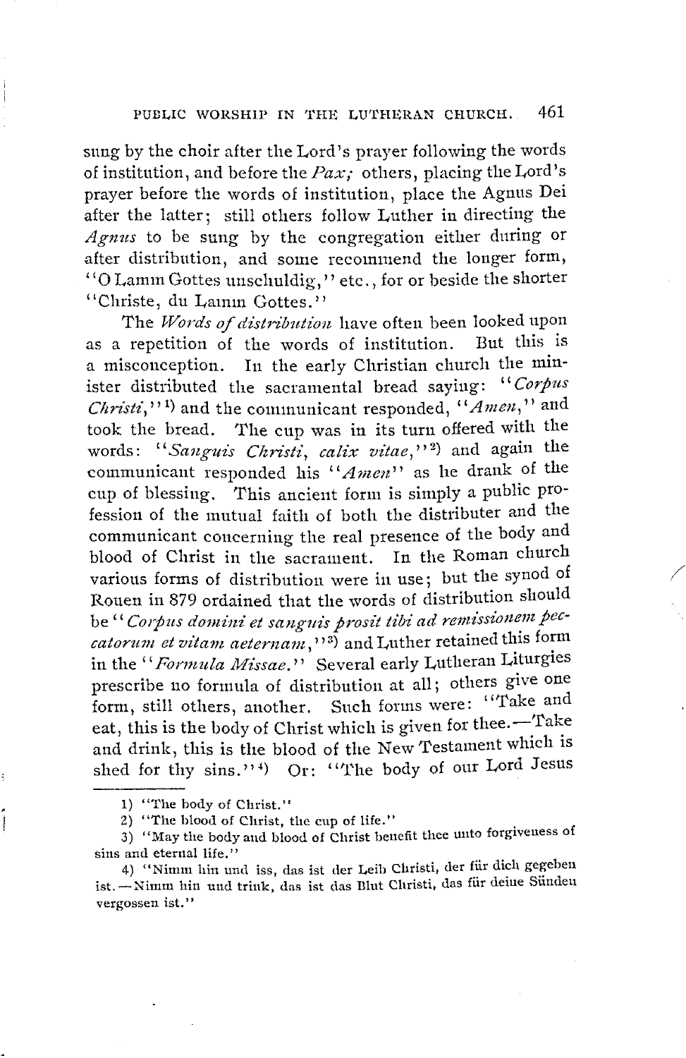sung by the choir after the Lord's prayer following the words of institution, and before the *Pax;* others, placing the Lord's prayer before the words of institution, place the Agnus Dei after the latter; still others follow Luther in directing the *Agnus* to be sung by the congregation either during or after distribution, and some recommend the longer form, "O Lamm Gottes unschuldig," etc., for or beside the shorter "Christe, du Lamm Gottes."

The *Words of distribution* have often been looked upon as a repetition of the words of institution. But this is a misconception. In the early Christian church the minister distributed the sacramental bread saying: "*Corpus Christi*,"[1] and the communicant responded, "*Amen*," and took the bread. The cup was in its turn offered with the words: "*Sanguis Christi, calix vitae*,"[2] and again the communicant responded his "*Amen*" as he drank of the cup of blessing. This ancient form is simply a public profession of the mutual faith of both the distributer and the communicant concerning the real presence of the body and blood of Christ in the sacrament. In the Roman church various forms of distribution were in use; but the synod of Rouen in 879 ordained that the words of distribution should be "*Corpus domini et sanguis prosit tibi ad remissionem peccatorum et vitam aeternam*,"[3] and Luther retained this form in the "*Formula Missae*." Several early Lutheran Liturgies prescribe no formula of distribution at all; others give one form, still others, another. Such forms were: "Take and eat, this is the body of Christ which is given for thee.—Take and drink, this is the blood of the New Testament which is shed for thy sins."[4] Or: "The body of our Lord Jesus

---

1) "The body of Christ."

2) "The blood of Christ, the cup of life."

3) "May the body and blood of Christ benefit thee unto forgiveness of sins and eternal life."

4) "Nimm hin und iss, das ist der Leib Christi, der für dich gegeben ist.—Nimm hin und trink, das ist das Blut Christi, das für deine Sünden vergossen ist."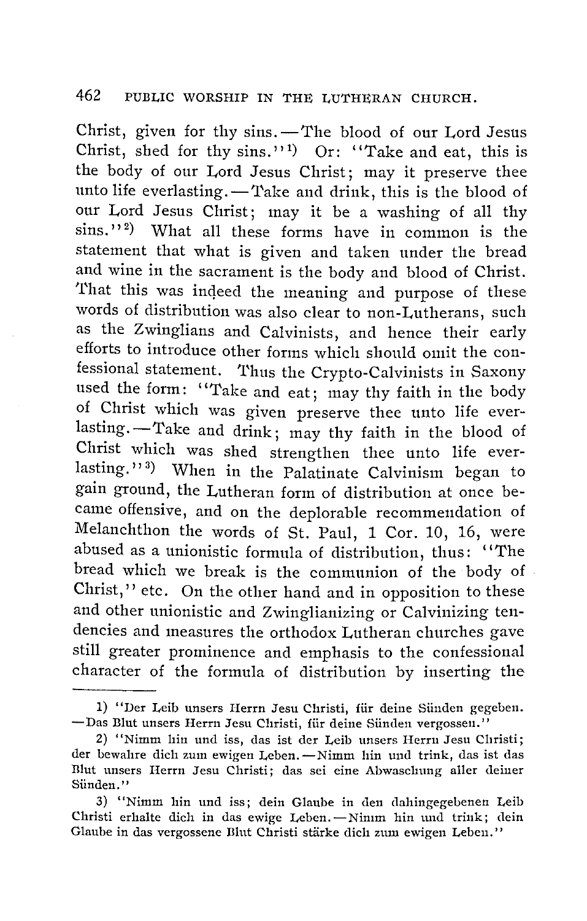Christ, given for thy sins. — The blood of our Lord Jesus Christ, shed for thy sins."[1] Or: "Take and eat, this is the body of our Lord Jesus Christ; may it preserve thee unto life everlasting. — Take and drink, this is the blood of our Lord Jesus Christ; may it be a washing of all thy sins."[2] What all these forms have in common is the statement that what is given and taken under the bread and wine in the sacrament is the body and blood of Christ. That this was indeed the meaning and purpose of these words of distribution was also clear to non-Lutherans, such as the Zwinglians and Calvinists, and hence their early efforts to introduce other forms which should omit the confessional statement. Thus the Crypto-Calvinists in Saxony used the form: "Take and eat; may thy faith in the body of Christ which was given preserve thee unto life everlasting. — Take and drink; may thy faith in the blood of Christ which was shed strengthen thee unto life everlasting."[3] When in the Palatinate Calvinism began to gain ground, the Lutheran form of distribution at once became offensive, and on the deplorable recommendation of Melanchthon the words of St. Paul, 1 Cor. 10, 16, were abused as a unionistic formula of distribution, thus: "The bread which we break is the communion of the body of Christ," etc. On the other hand and in opposition to these and other unionistic and Zwinglianizing or Calvinizing tendencies and measures the orthodox Lutheran churches gave still greater prominence and emphasis to the confessional character of the formula of distribution by inserting the

---

1) "Der Leib unsers Herrn Jesu Christi, für deine Sünden gegeben. — Das Blut unsers Herrn Jesu Christi, für deine Sünden vergossen."

2) "Nimm hin und iss, das ist der Leib unsers Herrn Jesu Christi; der bewahre dich zum ewigen Leben. — Nimm hin und trink, das ist das Blut unsers Herrn Jesu Christi; das sei eine Abwaschung aller deiner Sünden."

3) "Nimm hin und iss; dein Glaube in den dahingegebenen Leib Christi erhalte dich in das ewige Leben. — Nimm hin und trink; dein Glaube in das vergossene Blut Christi stärke dich zum ewigen Leben."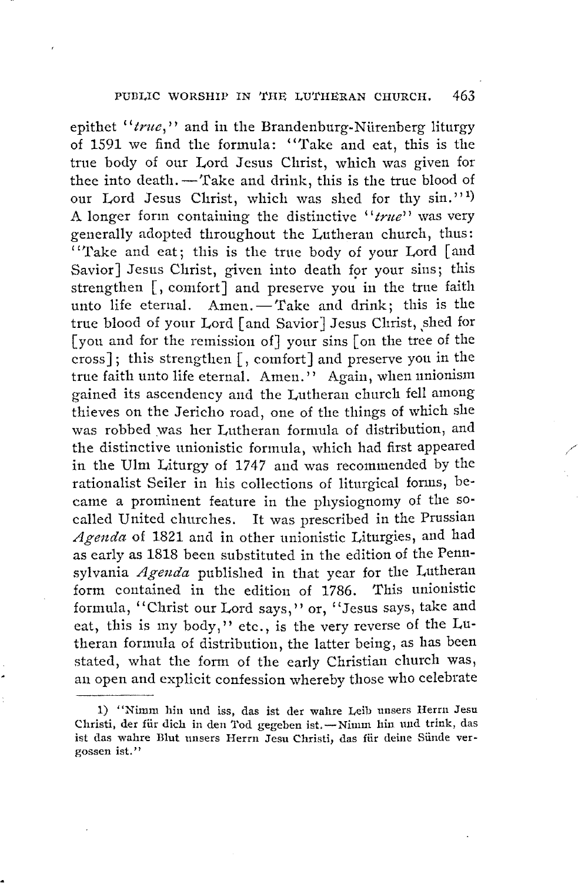epithet "*true*," and in the Brandenburg-Nürenberg liturgy of 1591 we find the formula: "Take and eat, this is the true body of our Lord Jesus Christ, which was given for thee into death.—Take and drink, this is the true blood of our Lord Jesus Christ, which was shed for thy sin."[1] A longer form containing the distinctive "*true*" was very generally adopted throughout the Lutheran church, thus: "Take and eat; this is the true body of your Lord [and Savior] Jesus Christ, given into death for your sins; this strengthen [, comfort] and preserve you in the true faith unto life eternal. Amen.—Take and drink; this is the true blood of your Lord [and Savior] Jesus Christ, shed for [you and for the remission of] your sins [on the tree of the cross]; this strengthen [, comfort] and preserve you in the true faith unto life eternal. Amen." Again, when unionism gained its ascendency and the Lutheran church fell among thieves on the Jericho road, one of the things of which she was robbed was her Lutheran formula of distribution, and the distinctive unionistic formula, which had first appeared in the Ulm Liturgy of 1747 and was recommended by the rationalist Seiler in his collections of liturgical forms, became a prominent feature in the physiognomy of the so-called United churches. It was prescribed in the Prussian *Agenda* of 1821 and in other unionistic Liturgies, and had as early as 1818 been substituted in the edition of the Pennsylvania *Agenda* published in that year for the Lutheran form contained in the edition of 1786. This unionistic formula, "Christ our Lord says," or, "Jesus says, take and eat, this is my body," etc., is the very reverse of the Lutheran formula of distribution, the latter being, as has been stated, what the form of the early Christian church was, an open and explicit confession whereby those who celebrate

---

1) "Nimm hin und iss, das ist der wahre Leib unsers Herrn Jesu Christi, der für dich in den Tod gegeben ist.—Nimm hin und trink, das ist das wahre Blut unsers Herrn Jesu Christi, das für deine Sünde vergossen ist."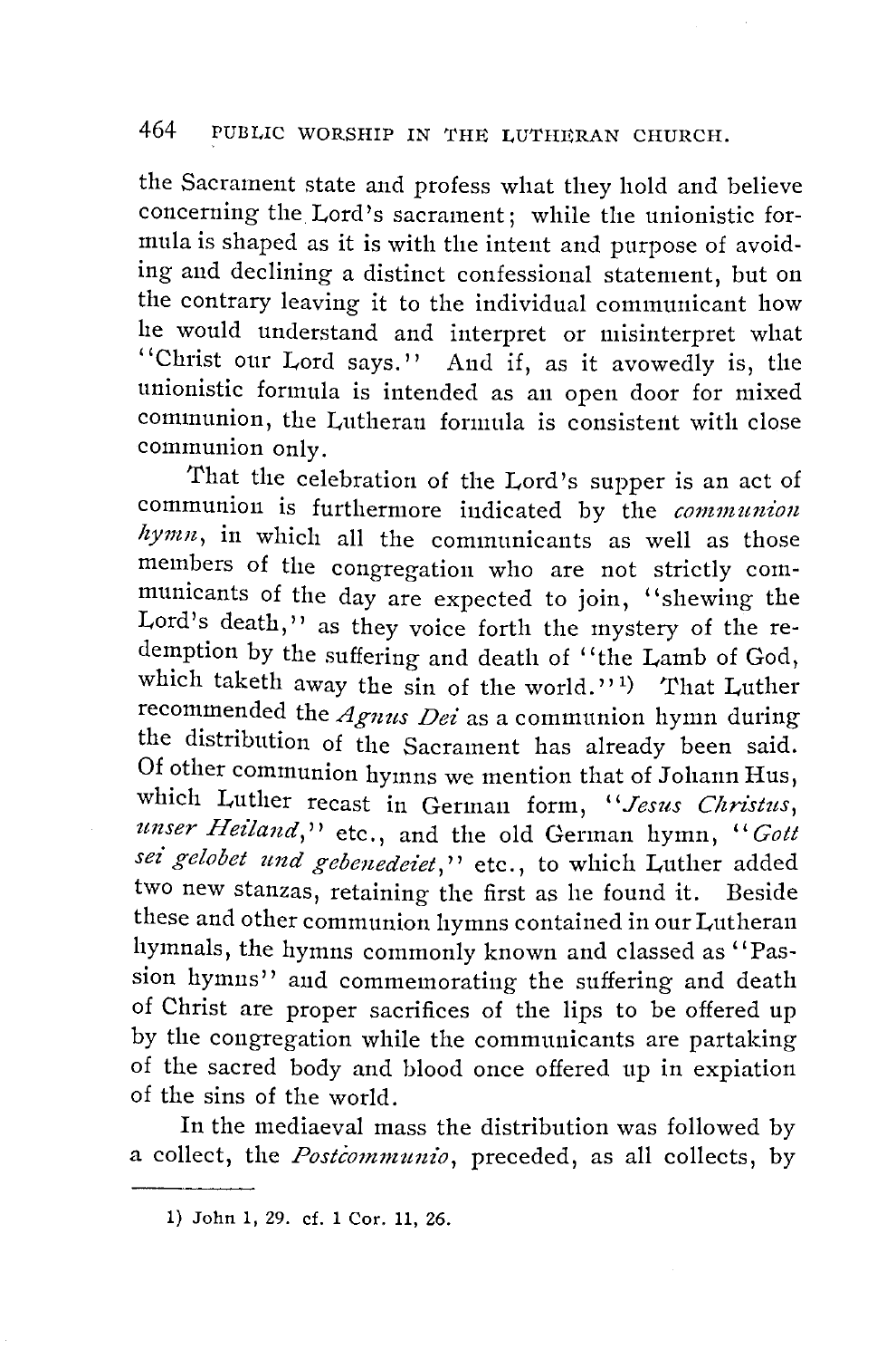the Sacrament state and profess what they hold and believe concerning the Lord's sacrament; while the unionistic formula is shaped as it is with the intent and purpose of avoiding and declining a distinct confessional statement, but on the contrary leaving it to the individual communicant how he would understand and interpret or misinterpret what "Christ our Lord says." And if, as it avowedly is, the unionistic formula is intended as an open door for mixed communion, the Lutheran formula is consistent with close communion only.

That the celebration of the Lord's supper is an act of communion is furthermore indicated by the *communion hymn*, in which all the communicants as well as those members of the congregation who are not strictly communicants of the day are expected to join, "shewing the Lord's death," as they voice forth the mystery of the redemption by the suffering and death of "the Lamb of God, which taketh away the sin of the world."[1] That Luther recommended the *Agnus Dei* as a communion hymn during the distribution of the Sacrament has already been said. Of other communion hymns we mention that of Johann Hus, which Luther recast in German form, "*Jesus Christus, unser Heiland*," etc., and the old German hymn, "*Gott sei gelobet und gebenedeiet*," etc., to which Luther added two new stanzas, retaining the first as he found it. Beside these and other communion hymns contained in our Lutheran hymnals, the hymns commonly known and classed as "Passion hymns" and commemorating the suffering and death of Christ are proper sacrifices of the lips to be offered up by the congregation while the communicants are partaking of the sacred body and blood once offered up in expiation of the sins of the world.

In the mediaeval mass the distribution was followed by a collect, the *Postcommunio*, preceded, as all collects, by

---

1) John 1, 29. cf. 1 Cor. 11, 26.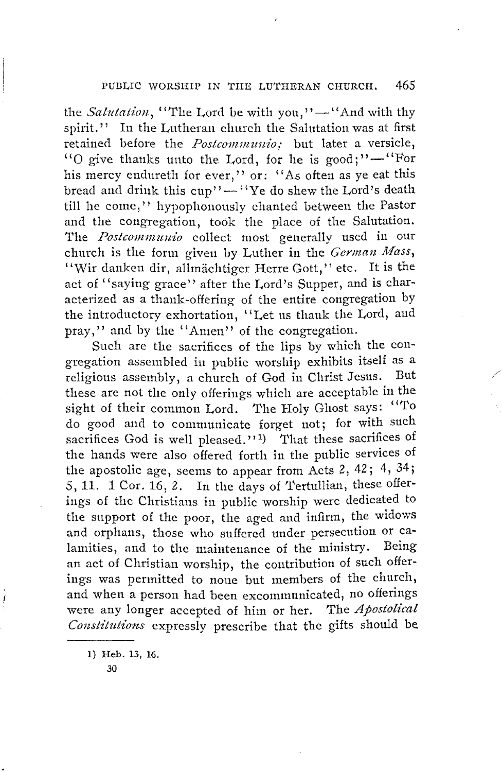the *Salutation*, "The Lord be with you,"—"And with thy spirit." In the Lutheran church the Salutation was at first retained before the *Postcommunio;* but later a versicle, "O give thanks unto the Lord, for he is good;"—"For his mercy endureth for ever," or: "As often as ye eat this bread and drink this cup"—"Ye do shew the Lord's death till he come," hypophonously chanted between the Pastor and the congregation, took the place of the Salutation. The *Postcommunio* collect most generally used in our church is the form given by Luther in the *German Mass*, "Wir danken dir, allmächtiger Herre Gott," etc. It is the act of "saying grace" after the Lord's Supper, and is characterized as a thank-offering of the entire congregation by the introductory exhortation, "Let us thank the Lord, and pray," and by the "Amen" of the congregation.

Such are the sacrifices of the lips by which the congregation assembled in public worship exhibits itself as a religious assembly, a church of God in Christ Jesus. But these are not the only offerings which are acceptable in the sight of their common Lord. The Holy Ghost says: "To do good and to communicate forget not; for with such sacrifices God is well pleased."[1] That these sacrifices of the hands were also offered forth in the public services of the apostolic age, seems to appear from Acts 2, 42; 4, 34; 5, 11. 1 Cor. 16, 2. In the days of Tertullian, these offerings of the Christians in public worship were dedicated to the support of the poor, the aged and infirm, the widows and orphans, those who suffered under persecution or calamities, and to the maintenance of the ministry. Being an act of Christian worship, the contribution of such offerings was permitted to none but members of the church, and when a person had been excommunicated, no offerings were any longer accepted of him or her. The *Apostolical Constitutions* expressly prescribe that the gifts should be

---

1) Heb. 13, 16.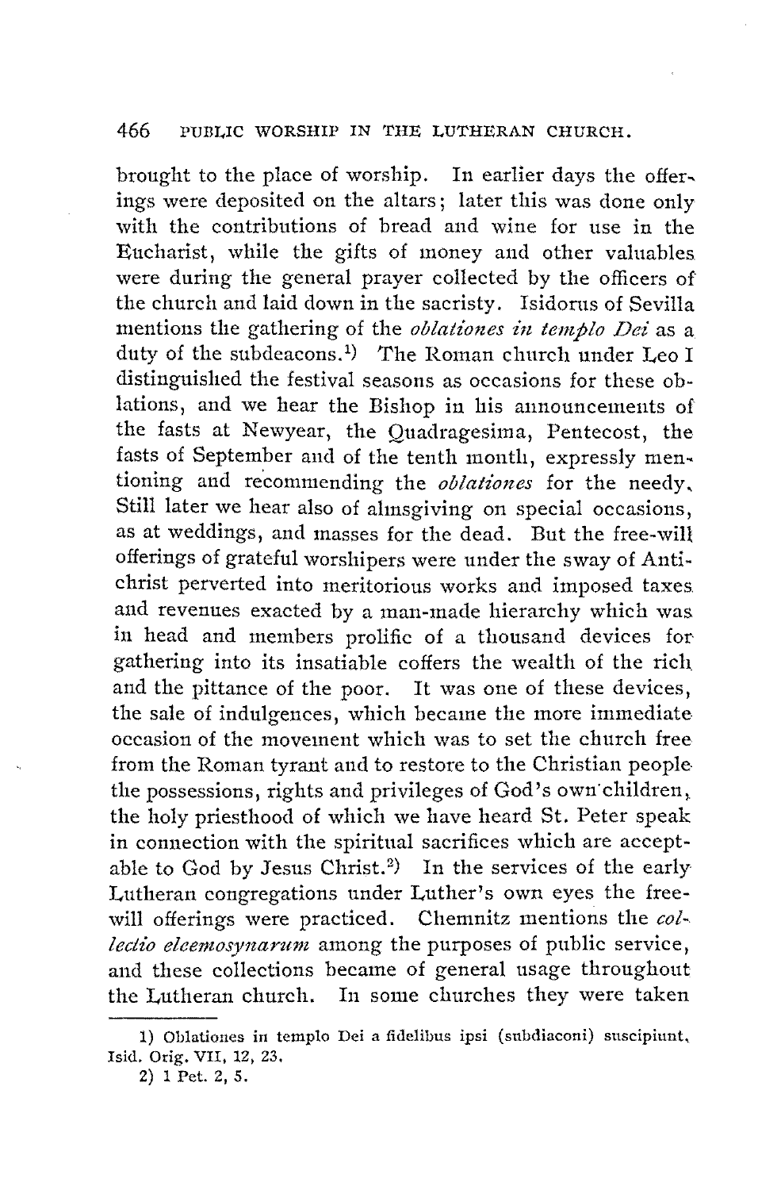brought to the place of worship. In earlier days the offerings were deposited on the altars; later this was done only with the contributions of bread and wine for use in the Eucharist, while the gifts of money and other valuables were during the general prayer collected by the officers of the church and laid down in the sacristy. Isidorus of Sevilla mentions the gathering of the *oblationes in templo Dei* as a duty of the subdeacons.[1] The Roman church under Leo I distinguished the festival seasons as occasions for these oblations, and we hear the Bishop in his announcements of the fasts at Newyear, the Quadragesima, Pentecost, the fasts of September and of the tenth month, expressly mentioning and recommending the *oblationes* for the needy. Still later we hear also of almsgiving on special occasions, as at weddings, and masses for the dead. But the free-will offerings of grateful worshipers were under the sway of Antichrist perverted into meritorious works and imposed taxes and revenues exacted by a man-made hierarchy which was in head and members prolific of a thousand devices for gathering into its insatiable coffers the wealth of the rich and the pittance of the poor. It was one of these devices, the sale of indulgences, which became the more immediate occasion of the movement which was to set the church free from the Roman tyrant and to restore to the Christian people the possessions, rights and privileges of God's own children, the holy priesthood of which we have heard St. Peter speak in connection with the spiritual sacrifices which are acceptable to God by Jesus Christ.[2] In the services of the early Lutheran congregations under Luther's own eyes the free-will offerings were practiced. Chemnitz mentions the *collectio eleemosynarum* among the purposes of public service, and these collections became of general usage throughout the Lutheran church. In some churches they were taken

---

1) Oblationes in templo Dei a fidelibus ipsi (subdiaconi) suscipiunt. Isid. Orig. VII, 12, 23.

2) 1 Pet. 2, 5.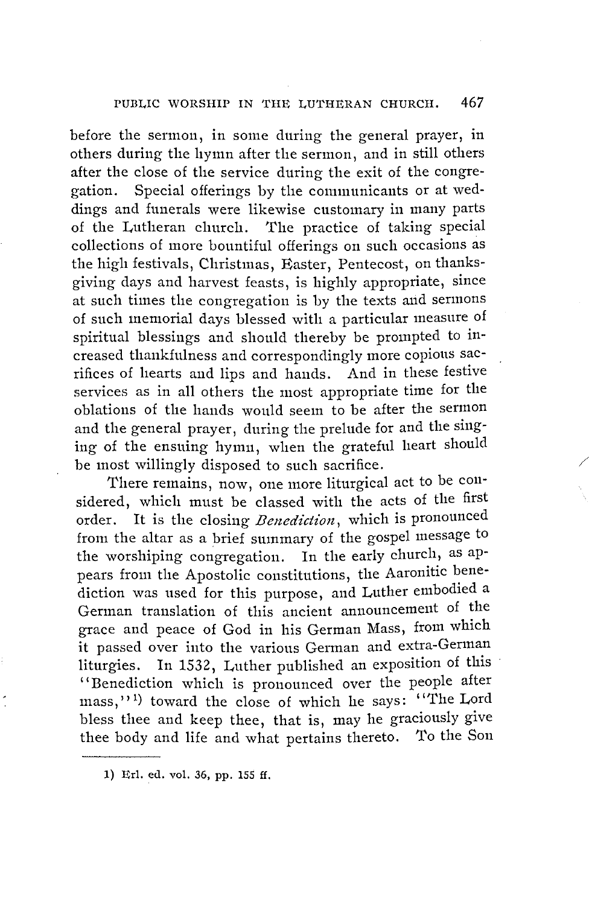before the sermon, in some during the general prayer, in others during the hymn after the sermon, and in still others after the close of the service during the exit of the congregation. Special offerings by the communicants or at weddings and funerals were likewise customary in many parts of the Lutheran church. The practice of taking special collections of more bountiful offerings on such occasions as the high festivals, Christmas, Easter, Pentecost, on thanksgiving days and harvest feasts, is highly appropriate, since at such times the congregation is by the texts and sermons of such memorial days blessed with a particular measure of spiritual blessings and should thereby be prompted to increased thankfulness and correspondingly more copious sacrifices of hearts and lips and hands. And in these festive services as in all others the most appropriate time for the oblations of the hands would seem to be after the sermon and the general prayer, during the prelude for and the singing of the ensuing hymn, when the grateful heart should be most willingly disposed to such sacrifice.

There remains, now, one more liturgical act to be considered, which must be classed with the acts of the first order. It is the closing *Benediction*, which is pronounced from the altar as a brief summary of the gospel message to the worshiping congregation. In the early church, as appears from the Apostolic constitutions, the Aaronitic benediction was used for this purpose, and Luther embodied a German translation of this ancient announcement of the grace and peace of God in his German Mass, from which it passed over into the various German and extra-German liturgies. In 1532, Luther published an exposition of this "Benediction which is pronounced over the people after mass,"[1] toward the close of which he says: "The Lord bless thee and keep thee, that is, may he graciously give thee body and life and what pertains thereto. To the Son

---

1) Erl. ed. vol. 36, pp. 155 ff.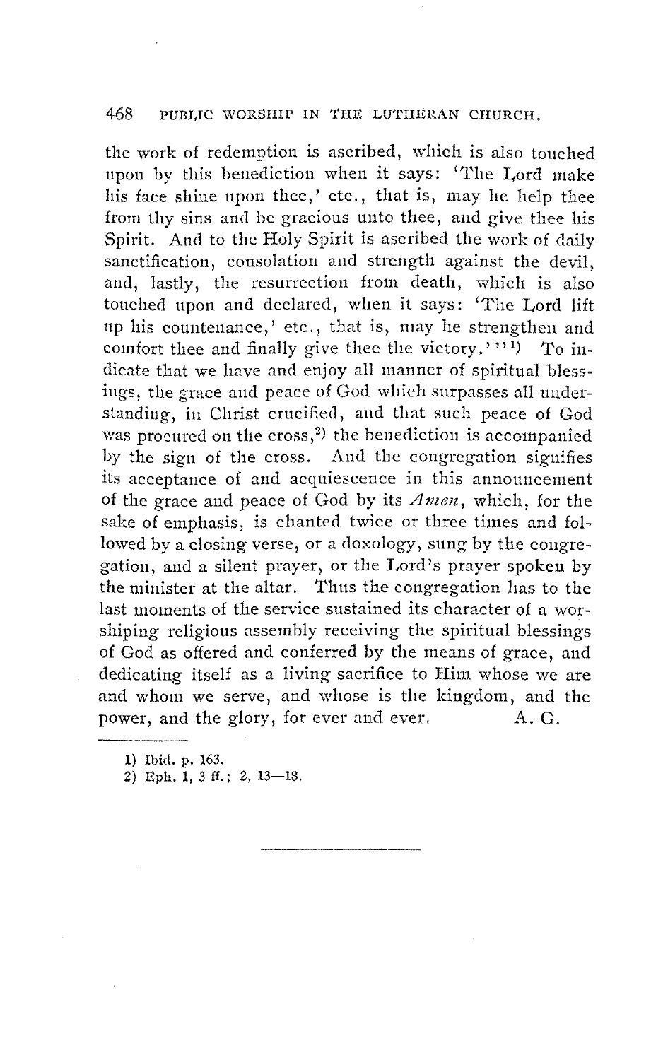the work of redemption is ascribed, which is also touched upon by this benediction when it says: 'The Lord make his face shine upon thee,' etc., that is, may he help thee from thy sins and be gracious unto thee, and give thee his Spirit. And to the Holy Spirit is ascribed the work of daily sanctification, consolation and strength against the devil, and, lastly, the resurrection from death, which is also touched upon and declared, when it says: 'The Lord lift up his countenance,' etc., that is, may he strengthen and comfort thee and finally give thee the victory.'"[1] To indicate that we have and enjoy all manner of spiritual blessings, the grace and peace of God which surpasses all understanding, in Christ crucified, and that such peace of God was procured on the cross,[2] the benediction is accompanied by the sign of the cross. And the congregation signifies its acceptance of and acquiescence in this announcement of the grace and peace of God by its *Amen*, which, for the sake of emphasis, is chanted twice or three times and followed by a closing verse, or a doxology, sung by the congregation, and a silent prayer, or the Lord's prayer spoken by the minister at the altar. Thus the congregation has to the last moments of the service sustained its character of a worshiping religious assembly receiving the spiritual blessings of God as offered and conferred by the means of grace, and dedicating itself as a living sacrifice to Him whose we are and whom we serve, and whose is the kingdom, and the power, and the glory, for ever and ever. A. G.

---

1) Ibid. p. 163.

2) Eph. 1, 3 ff.; 2, 13—18.